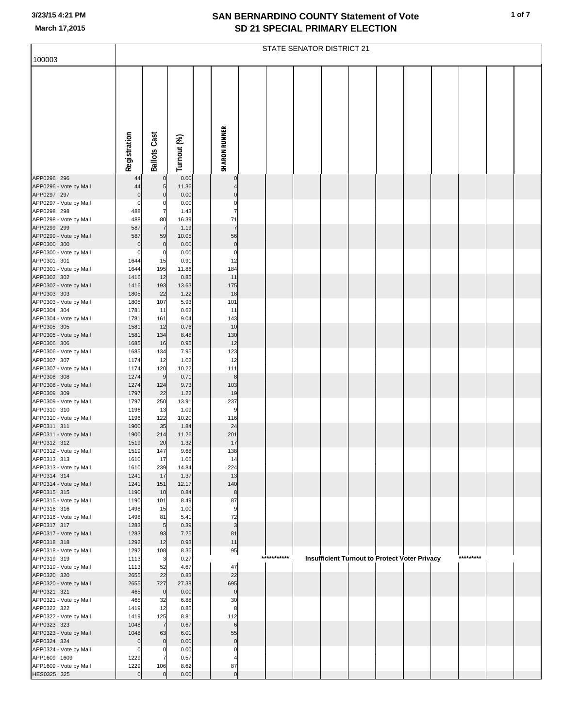# SAN BERNARDINO COUNTY Statement of Vote
## SD 21 SPECIAL PRIMARY ELECTION

3/23/15 4:21 PM
March 17,2015

100003 — STATE SENATOR DISTRICT 21

| | Registration | Ballots Cast | Turnout (%) | | SHARON RUNNER |
|---|---|---|---|---|---|
| APP0296 296 | 44 | 0 | 0.00 | | 0 |
| APP0296 - Vote by Mail | 44 | 5 | 11.36 | | 4 |
| APP0297 297 | 0 | 0 | 0.00 | | 0 |
| APP0297 - Vote by Mail | 0 | 0 | 0.00 | | 0 |
| APP0298 298 | 488 | 7 | 1.43 | | 7 |
| APP0298 - Vote by Mail | 488 | 80 | 16.39 | | 71 |
| APP0299 299 | 587 | 7 | 1.19 | | 7 |
| APP0299 - Vote by Mail | 587 | 59 | 10.05 | | 56 |
| APP0300 300 | 0 | 0 | 0.00 | | 0 |
| APP0300 - Vote by Mail | 0 | 0 | 0.00 | | 0 |
| APP0301 301 | 1644 | 15 | 0.91 | | 12 |
| APP0301 - Vote by Mail | 1644 | 195 | 11.86 | | 184 |
| APP0302 302 | 1416 | 12 | 0.85 | | 11 |
| APP0302 - Vote by Mail | 1416 | 193 | 13.63 | | 175 |
| APP0303 303 | 1805 | 22 | 1.22 | | 18 |
| APP0303 - Vote by Mail | 1805 | 107 | 5.93 | | 101 |
| APP0304 304 | 1781 | 11 | 0.62 | | 11 |
| APP0304 - Vote by Mail | 1781 | 161 | 9.04 | | 143 |
| APP0305 305 | 1581 | 12 | 0.76 | | 10 |
| APP0305 - Vote by Mail | 1581 | 134 | 8.48 | | 130 |
| APP0306 306 | 1685 | 16 | 0.95 | | 12 |
| APP0306 - Vote by Mail | 1685 | 134 | 7.95 | | 123 |
| APP0307 307 | 1174 | 12 | 1.02 | | 12 |
| APP0307 - Vote by Mail | 1174 | 120 | 10.22 | | 111 |
| APP0308 308 | 1274 | 9 | 0.71 | | 8 |
| APP0308 - Vote by Mail | 1274 | 124 | 9.73 | | 103 |
| APP0309 309 | 1797 | 22 | 1.22 | | 19 |
| APP0309 - Vote by Mail | 1797 | 250 | 13.91 | | 237 |
| APP0310 310 | 1196 | 13 | 1.09 | | 9 |
| APP0310 - Vote by Mail | 1196 | 122 | 10.20 | | 116 |
| APP0311 311 | 1900 | 35 | 1.84 | | 24 |
| APP0311 - Vote by Mail | 1900 | 214 | 11.26 | | 201 |
| APP0312 312 | 1519 | 20 | 1.32 | | 17 |
| APP0312 - Vote by Mail | 1519 | 147 | 9.68 | | 138 |
| APP0313 313 | 1610 | 17 | 1.06 | | 14 |
| APP0313 - Vote by Mail | 1610 | 239 | 14.84 | | 224 |
| APP0314 314 | 1241 | 17 | 1.37 | | 13 |
| APP0314 - Vote by Mail | 1241 | 151 | 12.17 | | 140 |
| APP0315 315 | 1190 | 10 | 0.84 | | 8 |
| APP0315 - Vote by Mail | 1190 | 101 | 8.49 | | 87 |
| APP0316 316 | 1498 | 15 | 1.00 | | 9 |
| APP0316 - Vote by Mail | 1498 | 81 | 5.41 | | 72 |
| APP0317 317 | 1283 | 5 | 0.39 | | 3 |
| APP0317 - Vote by Mail | 1283 | 93 | 7.25 | | 81 |
| APP0318 318 | 1292 | 12 | 0.93 | | 11 |
| APP0318 - Vote by Mail | 1292 | 108 | 8.36 | | 95 |
| APP0319 319 | 1113 | 3 | 0.27 | | *********** Insufficient Turnout to Protect Voter Privacy ********* |
| APP0319 - Vote by Mail | 1113 | 52 | 4.67 | | 47 |
| APP0320 320 | 2655 | 22 | 0.83 | | 22 |
| APP0320 - Vote by Mail | 2655 | 727 | 27.38 | | 695 |
| APP0321 321 | 465 | 0 | 0.00 | | 0 |
| APP0321 - Vote by Mail | 465 | 32 | 6.88 | | 30 |
| APP0322 322 | 1419 | 12 | 0.85 | | 8 |
| APP0322 - Vote by Mail | 1419 | 125 | 8.81 | | 112 |
| APP0323 323 | 1048 | 7 | 0.67 | | 6 |
| APP0323 - Vote by Mail | 1048 | 63 | 6.01 | | 55 |
| APP0324 324 | 0 | 0 | 0.00 | | 0 |
| APP0324 - Vote by Mail | 0 | 0 | 0.00 | | 0 |
| APP1609 1609 | 1229 | 7 | 0.57 | | 4 |
| APP1609 - Vote by Mail | 1229 | 106 | 8.62 | | 87 |
| HES0325 325 | 0 | 0 | 0.00 | | 0 |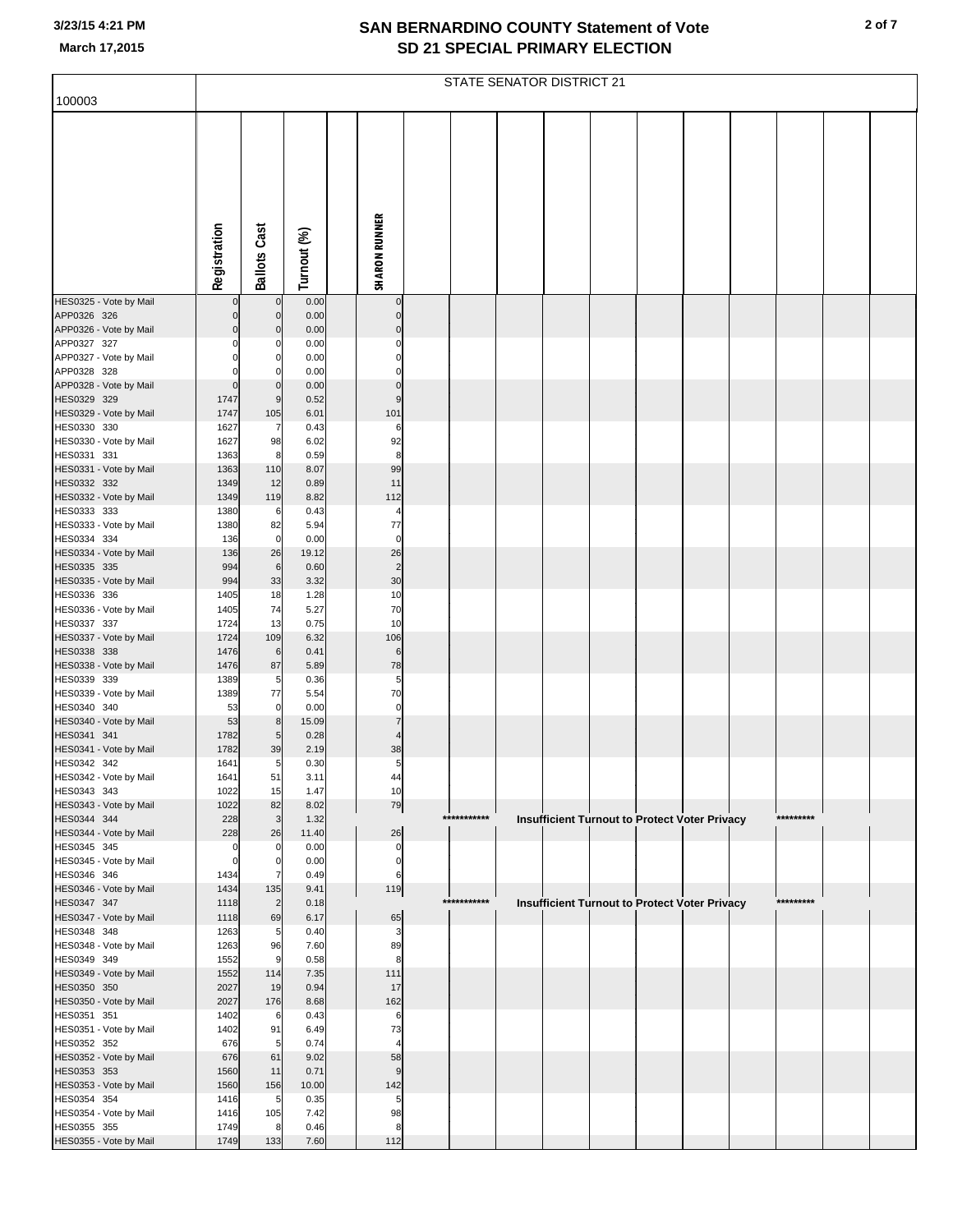# SAN BERNARDINO COUNTY Statement of Vote
## SD 21 SPECIAL PRIMARY ELECTION

3/23/15 4:21 PM

March 17,2015

| 100003 | STATE SENATOR DISTRICT 21 | | | |
|---|---|---|---|---|
| | Registration | Ballots Cast | Turnout (%) | SHARON RUNNER |
| HES0325 - Vote by Mail | 0 | 0 | 0.00 | 0 |
| APP0326 326 | 0 | 0 | 0.00 | 0 |
| APP0326 - Vote by Mail | 0 | 0 | 0.00 | 0 |
| APP0327 327 | 0 | 0 | 0.00 | 0 |
| APP0327 - Vote by Mail | 0 | 0 | 0.00 | 0 |
| APP0328 328 | 0 | 0 | 0.00 | 0 |
| APP0328 - Vote by Mail | 0 | 0 | 0.00 | 0 |
| HES0329 329 | 1747 | 9 | 0.52 | 9 |
| HES0329 - Vote by Mail | 1747 | 105 | 6.01 | 101 |
| HES0330 330 | 1627 | 7 | 0.43 | 6 |
| HES0330 - Vote by Mail | 1627 | 98 | 6.02 | 92 |
| HES0331 331 | 1363 | 8 | 0.59 | 8 |
| HES0331 - Vote by Mail | 1363 | 110 | 8.07 | 99 |
| HES0332 332 | 1349 | 12 | 0.89 | 11 |
| HES0332 - Vote by Mail | 1349 | 119 | 8.82 | 112 |
| HES0333 333 | 1380 | 6 | 0.43 | 4 |
| HES0333 - Vote by Mail | 1380 | 82 | 5.94 | 77 |
| HES0334 334 | 136 | 0 | 0.00 | 0 |
| HES0334 - Vote by Mail | 136 | 26 | 19.12 | 26 |
| HES0335 335 | 994 | 6 | 0.60 | 2 |
| HES0335 - Vote by Mail | 994 | 33 | 3.32 | 30 |
| HES0336 336 | 1405 | 18 | 1.28 | 10 |
| HES0336 - Vote by Mail | 1405 | 74 | 5.27 | 70 |
| HES0337 337 | 1724 | 13 | 0.75 | 10 |
| HES0337 - Vote by Mail | 1724 | 109 | 6.32 | 106 |
| HES0338 338 | 1476 | 6 | 0.41 | 6 |
| HES0338 - Vote by Mail | 1476 | 87 | 5.89 | 78 |
| HES0339 339 | 1389 | 5 | 0.36 | 5 |
| HES0339 - Vote by Mail | 1389 | 77 | 5.54 | 70 |
| HES0340 340 | 53 | 0 | 0.00 | 0 |
| HES0340 - Vote by Mail | 53 | 8 | 15.09 | 7 |
| HES0341 341 | 1782 | 5 | 0.28 | 4 |
| HES0341 - Vote by Mail | 1782 | 39 | 2.19 | 38 |
| HES0342 342 | 1641 | 5 | 0.30 | 5 |
| HES0342 - Vote by Mail | 1641 | 51 | 3.11 | 44 |
| HES0343 343 | 1022 | 15 | 1.47 | 10 |
| HES0343 - Vote by Mail | 1022 | 82 | 8.02 | 79 |
| HES0344 344 | 228 | 3 | 1.32 | *********** Insufficient Turnout to Protect Voter Privacy ********* |
| HES0344 - Vote by Mail | 228 | 26 | 11.40 | 26 |
| HES0345 345 | 0 | 0 | 0.00 | 0 |
| HES0345 - Vote by Mail | 0 | 0 | 0.00 | 0 |
| HES0346 346 | 1434 | 7 | 0.49 | 6 |
| HES0346 - Vote by Mail | 1434 | 135 | 9.41 | 119 |
| HES0347 347 | 1118 | 2 | 0.18 | *********** Insufficient Turnout to Protect Voter Privacy ********* |
| HES0347 - Vote by Mail | 1118 | 69 | 6.17 | 65 |
| HES0348 348 | 1263 | 5 | 0.40 | 3 |
| HES0348 - Vote by Mail | 1263 | 96 | 7.60 | 89 |
| HES0349 349 | 1552 | 9 | 0.58 | 8 |
| HES0349 - Vote by Mail | 1552 | 114 | 7.35 | 111 |
| HES0350 350 | 2027 | 19 | 0.94 | 17 |
| HES0350 - Vote by Mail | 2027 | 176 | 8.68 | 162 |
| HES0351 351 | 1402 | 6 | 0.43 | 6 |
| HES0351 - Vote by Mail | 1402 | 91 | 6.49 | 73 |
| HES0352 352 | 676 | 5 | 0.74 | 4 |
| HES0352 - Vote by Mail | 676 | 61 | 9.02 | 58 |
| HES0353 353 | 1560 | 11 | 0.71 | 9 |
| HES0353 - Vote by Mail | 1560 | 156 | 10.00 | 142 |
| HES0354 354 | 1416 | 5 | 0.35 | 5 |
| HES0354 - Vote by Mail | 1416 | 105 | 7.42 | 98 |
| HES0355 355 | 1749 | 8 | 0.46 | 8 |
| HES0355 - Vote by Mail | 1749 | 133 | 7.60 | 112 |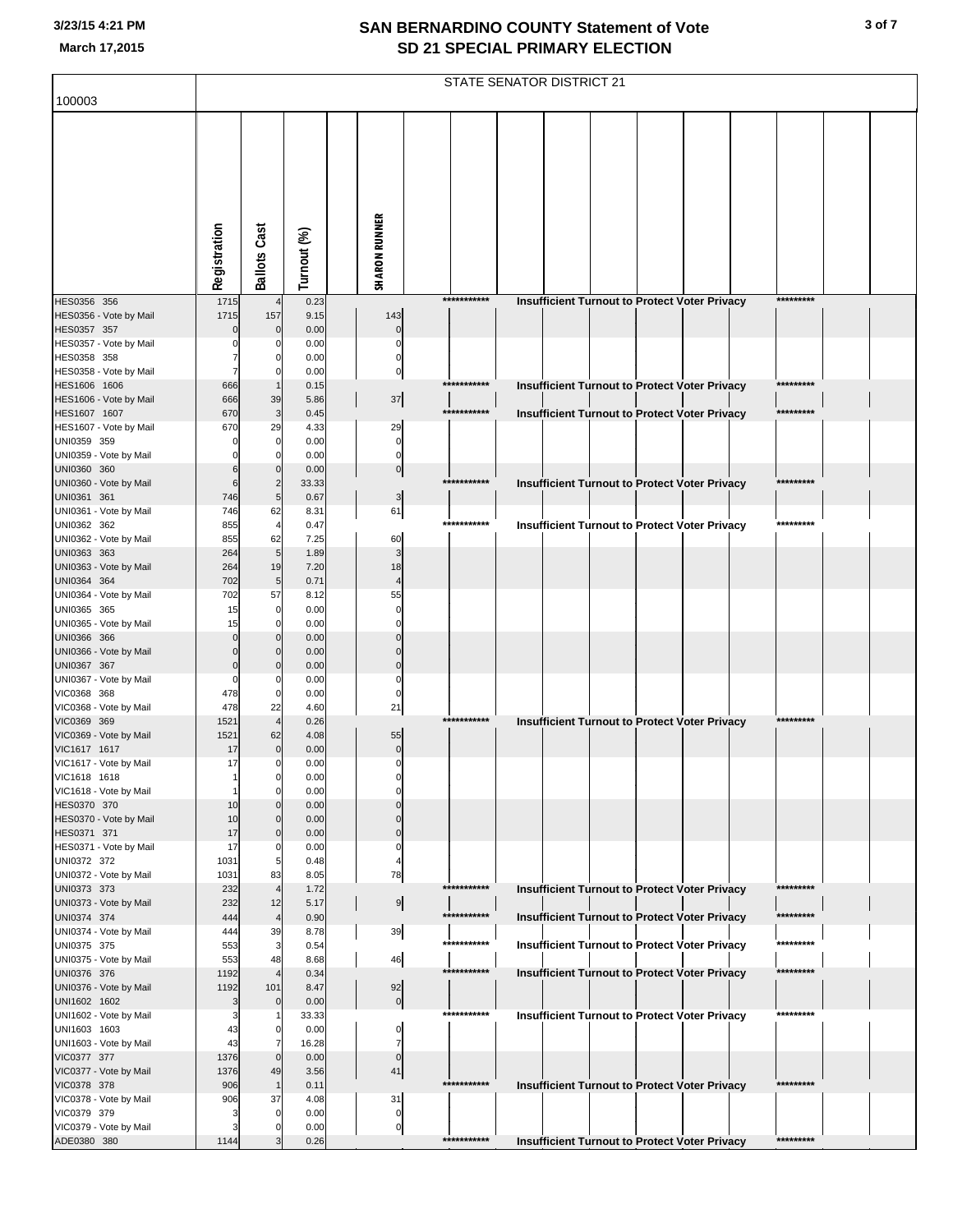# SAN BERNARDINO COUNTY Statement of Vote
## SD 21 SPECIAL PRIMARY ELECTION

3/23/15 4:21 PM
March 17,2015

100003

STATE SENATOR DISTRICT 21

| | Registration | Ballots Cast | Turnout (%) | SHARON RUNNER |
|---|---|---|---|---|
| HES0356 356 | 1715 | 4 | 0.23 | *********** Insufficient Turnout to Protect Voter Privacy ********* |
| HES0356 - Vote by Mail | 1715 | 157 | 9.15 | 143 |
| HES0357 357 | 0 | 0 | 0.00 | 0 |
| HES0357 - Vote by Mail | 0 | 0 | 0.00 | 0 |
| HES0358 358 | 7 | 0 | 0.00 | 0 |
| HES0358 - Vote by Mail | 7 | 0 | 0.00 | 0 |
| HES1606 1606 | 666 | 1 | 0.15 | *********** Insufficient Turnout to Protect Voter Privacy ********* |
| HES1606 - Vote by Mail | 666 | 39 | 5.86 | 37 |
| HES1607 1607 | 670 | 3 | 0.45 | *********** Insufficient Turnout to Protect Voter Privacy ********* |
| HES1607 - Vote by Mail | 670 | 29 | 4.33 | 29 |
| UNI0359 359 | 0 | 0 | 0.00 | 0 |
| UNI0359 - Vote by Mail | 0 | 0 | 0.00 | 0 |
| UNI0360 360 | 6 | 0 | 0.00 | 0 |
| UNI0360 - Vote by Mail | 6 | 2 | 33.33 | *********** Insufficient Turnout to Protect Voter Privacy ********* |
| UNI0361 361 | 746 | 5 | 0.67 | 3 |
| UNI0361 - Vote by Mail | 746 | 62 | 8.31 | 61 |
| UNI0362 362 | 855 | 4 | 0.47 | *********** Insufficient Turnout to Protect Voter Privacy ********* |
| UNI0362 - Vote by Mail | 855 | 62 | 7.25 | 60 |
| UNI0363 363 | 264 | 5 | 1.89 | 3 |
| UNI0363 - Vote by Mail | 264 | 19 | 7.20 | 18 |
| UNI0364 364 | 702 | 5 | 0.71 | 4 |
| UNI0364 - Vote by Mail | 702 | 57 | 8.12 | 55 |
| UNI0365 365 | 15 | 0 | 0.00 | 0 |
| UNI0365 - Vote by Mail | 15 | 0 | 0.00 | 0 |
| UNI0366 366 | 0 | 0 | 0.00 | 0 |
| UNI0366 - Vote by Mail | 0 | 0 | 0.00 | 0 |
| UNI0367 367 | 0 | 0 | 0.00 | 0 |
| UNI0367 - Vote by Mail | 0 | 0 | 0.00 | 0 |
| VIC0368 368 | 478 | 0 | 0.00 | 0 |
| VIC0368 - Vote by Mail | 478 | 22 | 4.60 | 21 |
| VIC0369 369 | 1521 | 4 | 0.26 | *********** Insufficient Turnout to Protect Voter Privacy ********* |
| VIC0369 - Vote by Mail | 1521 | 62 | 4.08 | 55 |
| VIC1617 1617 | 17 | 0 | 0.00 | 0 |
| VIC1617 - Vote by Mail | 17 | 0 | 0.00 | 0 |
| VIC1618 1618 | 1 | 0 | 0.00 | 0 |
| VIC1618 - Vote by Mail | 1 | 0 | 0.00 | 0 |
| HES0370 370 | 10 | 0 | 0.00 | 0 |
| HES0370 - Vote by Mail | 10 | 0 | 0.00 | 0 |
| HES0371 371 | 17 | 0 | 0.00 | 0 |
| HES0371 - Vote by Mail | 17 | 0 | 0.00 | 0 |
| UNI0372 372 | 1031 | 5 | 0.48 | 4 |
| UNI0372 - Vote by Mail | 1031 | 83 | 8.05 | 78 |
| UNI0373 373 | 232 | 4 | 1.72 | *********** Insufficient Turnout to Protect Voter Privacy ********* |
| UNI0373 - Vote by Mail | 232 | 12 | 5.17 | 9 |
| UNI0374 374 | 444 | 4 | 0.90 | *********** Insufficient Turnout to Protect Voter Privacy ********* |
| UNI0374 - Vote by Mail | 444 | 39 | 8.78 | 39 |
| UNI0375 375 | 553 | 3 | 0.54 | *********** Insufficient Turnout to Protect Voter Privacy ********* |
| UNI0375 - Vote by Mail | 553 | 48 | 8.68 | 46 |
| UNI0376 376 | 1192 | 4 | 0.34 | *********** Insufficient Turnout to Protect Voter Privacy ********* |
| UNI0376 - Vote by Mail | 1192 | 101 | 8.47 | 92 |
| UNI1602 1602 | 3 | 0 | 0.00 | 0 |
| UNI1602 - Vote by Mail | 3 | 1 | 33.33 | *********** Insufficient Turnout to Protect Voter Privacy ********* |
| UNI1603 1603 | 43 | 0 | 0.00 | 0 |
| UNI1603 - Vote by Mail | 43 | 7 | 16.28 | 7 |
| VIC0377 377 | 1376 | 0 | 0.00 | 0 |
| VIC0377 - Vote by Mail | 1376 | 49 | 3.56 | 41 |
| VIC0378 378 | 906 | 1 | 0.11 | *********** Insufficient Turnout to Protect Voter Privacy ********* |
| VIC0378 - Vote by Mail | 906 | 37 | 4.08 | 31 |
| VIC0379 379 | 3 | 0 | 0.00 | 0 |
| VIC0379 - Vote by Mail | 3 | 0 | 0.00 | 0 |
| ADE0380 380 | 1144 | 3 | 0.26 | *********** Insufficient Turnout to Protect Voter Privacy ********* |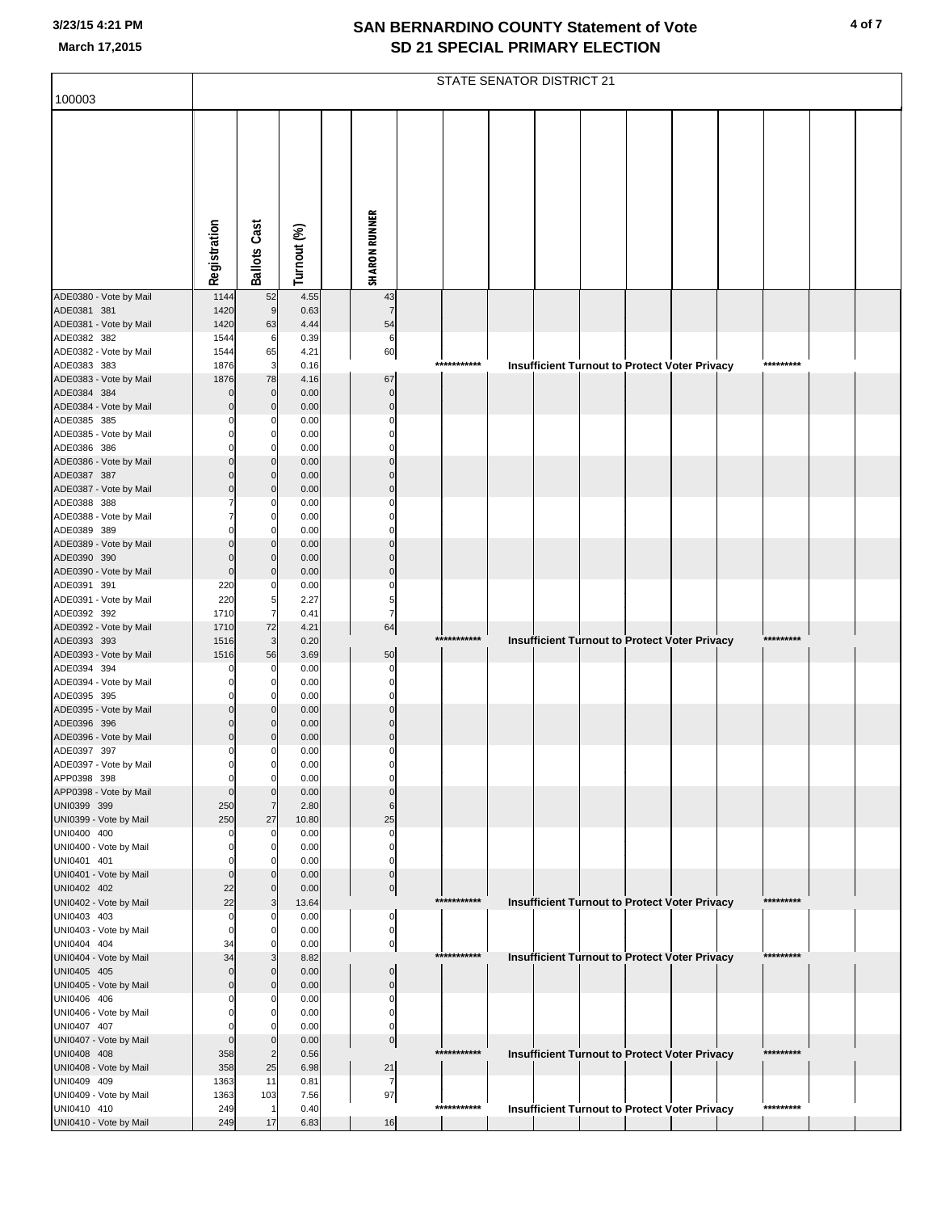# SAN BERNARDINO COUNTY Statement of Vote
## SD 21 SPECIAL PRIMARY ELECTION

3/23/15 4:21 PM
March 17,2015

100003 — STATE SENATOR DISTRICT 21

| | Registration | Ballots Cast | Turnout (%) | | SHARON RUNNER | | | | | | | | | | | |
|---|---|---|---|---|---|---|---|---|---|---|---|---|---|---|---|---|
| ADE0380 - Vote by Mail | 1144 | 52 | 4.55 | | 43 | | | | | | | | | | | |
| ADE0381 381 | 1420 | 9 | 0.63 | | 7 | | | | | | | | | | | |
| ADE0381 - Vote by Mail | 1420 | 63 | 4.44 | | 54 | | | | | | | | | | | |
| ADE0382 382 | 1544 | 6 | 0.39 | | 6 | | | | | | | | | | | |
| ADE0382 - Vote by Mail | 1544 | 65 | 4.21 | | 60 | | | | | | | | | | | |
| ADE0383 383 | 1876 | 3 | 0.16 | | | *********** | Insufficient Turnout to Protect Voter Privacy | | | | | | ********* | | | |
| ADE0383 - Vote by Mail | 1876 | 78 | 4.16 | | 67 | | | | | | | | | | | |
| ADE0384 384 | 0 | 0 | 0.00 | | 0 | | | | | | | | | | | |
| ADE0384 - Vote by Mail | 0 | 0 | 0.00 | | 0 | | | | | | | | | | | |
| ADE0385 385 | 0 | 0 | 0.00 | | 0 | | | | | | | | | | | |
| ADE0385 - Vote by Mail | 0 | 0 | 0.00 | | 0 | | | | | | | | | | | |
| ADE0386 386 | 0 | 0 | 0.00 | | 0 | | | | | | | | | | | |
| ADE0386 - Vote by Mail | 0 | 0 | 0.00 | | 0 | | | | | | | | | | | |
| ADE0387 387 | 0 | 0 | 0.00 | | 0 | | | | | | | | | | | |
| ADE0387 - Vote by Mail | 0 | 0 | 0.00 | | 0 | | | | | | | | | | | |
| ADE0388 388 | 7 | 0 | 0.00 | | 0 | | | | | | | | | | | |
| ADE0388 - Vote by Mail | 7 | 0 | 0.00 | | 0 | | | | | | | | | | | |
| ADE0389 389 | 0 | 0 | 0.00 | | 0 | | | | | | | | | | | |
| ADE0389 - Vote by Mail | 0 | 0 | 0.00 | | 0 | | | | | | | | | | | |
| ADE0390 390 | 0 | 0 | 0.00 | | 0 | | | | | | | | | | | |
| ADE0390 - Vote by Mail | 0 | 0 | 0.00 | | 0 | | | | | | | | | | | |
| ADE0391 391 | 220 | 0 | 0.00 | | 0 | | | | | | | | | | | |
| ADE0391 - Vote by Mail | 220 | 5 | 2.27 | | 5 | | | | | | | | | | | |
| ADE0392 392 | 1710 | 7 | 0.41 | | 7 | | | | | | | | | | | |
| ADE0392 - Vote by Mail | 1710 | 72 | 4.21 | | 64 | | | | | | | | | | | |
| ADE0393 393 | 1516 | 3 | 0.20 | | | *********** | Insufficient Turnout to Protect Voter Privacy | | | | | | ********* | | | |
| ADE0393 - Vote by Mail | 1516 | 56 | 3.69 | | 50 | | | | | | | | | | | |
| ADE0394 394 | 0 | 0 | 0.00 | | 0 | | | | | | | | | | | |
| ADE0394 - Vote by Mail | 0 | 0 | 0.00 | | 0 | | | | | | | | | | | |
| ADE0395 395 | 0 | 0 | 0.00 | | 0 | | | | | | | | | | | |
| ADE0395 - Vote by Mail | 0 | 0 | 0.00 | | 0 | | | | | | | | | | | |
| ADE0396 396 | 0 | 0 | 0.00 | | 0 | | | | | | | | | | | |
| ADE0396 - Vote by Mail | 0 | 0 | 0.00 | | 0 | | | | | | | | | | | |
| ADE0397 397 | 0 | 0 | 0.00 | | 0 | | | | | | | | | | | |
| ADE0397 - Vote by Mail | 0 | 0 | 0.00 | | 0 | | | | | | | | | | | |
| APP0398 398 | 0 | 0 | 0.00 | | 0 | | | | | | | | | | | |
| APP0398 - Vote by Mail | 0 | 0 | 0.00 | | 0 | | | | | | | | | | | |
| UNI0399 399 | 250 | 7 | 2.80 | | 6 | | | | | | | | | | | |
| UNI0399 - Vote by Mail | 250 | 27 | 10.80 | | 25 | | | | | | | | | | | |
| UNI0400 400 | 0 | 0 | 0.00 | | 0 | | | | | | | | | | | |
| UNI0400 - Vote by Mail | 0 | 0 | 0.00 | | 0 | | | | | | | | | | | |
| UNI0401 401 | 0 | 0 | 0.00 | | 0 | | | | | | | | | | | |
| UNI0401 - Vote by Mail | 0 | 0 | 0.00 | | 0 | | | | | | | | | | | |
| UNI0402 402 | 22 | 0 | 0.00 | | 0 | | | | | | | | | | | |
| UNI0402 - Vote by Mail | 22 | 3 | 13.64 | | | *********** | Insufficient Turnout to Protect Voter Privacy | | | | | | ********* | | | |
| UNI0403 403 | 0 | 0 | 0.00 | | 0 | | | | | | | | | | | |
| UNI0403 - Vote by Mail | 0 | 0 | 0.00 | | 0 | | | | | | | | | | | |
| UNI0404 404 | 34 | 0 | 0.00 | | 0 | | | | | | | | | | | |
| UNI0404 - Vote by Mail | 34 | 3 | 8.82 | | | *********** | Insufficient Turnout to Protect Voter Privacy | | | | | | ********* | | | |
| UNI0405 405 | 0 | 0 | 0.00 | | 0 | | | | | | | | | | | |
| UNI0405 - Vote by Mail | 0 | 0 | 0.00 | | 0 | | | | | | | | | | | |
| UNI0406 406 | 0 | 0 | 0.00 | | 0 | | | | | | | | | | | |
| UNI0406 - Vote by Mail | 0 | 0 | 0.00 | | 0 | | | | | | | | | | | |
| UNI0407 407 | 0 | 0 | 0.00 | | 0 | | | | | | | | | | | |
| UNI0407 - Vote by Mail | 0 | 0 | 0.00 | | 0 | | | | | | | | | | | |
| UNI0408 408 | 358 | 2 | 0.56 | | | *********** | Insufficient Turnout to Protect Voter Privacy | | | | | | ********* | | | |
| UNI0408 - Vote by Mail | 358 | 25 | 6.98 | | 21 | | | | | | | | | | | |
| UNI0409 409 | 1363 | 11 | 0.81 | | 7 | | | | | | | | | | | |
| UNI0409 - Vote by Mail | 1363 | 103 | 7.56 | | 97 | | | | | | | | | | | |
| UNI0410 410 | 249 | 1 | 0.40 | | | *********** | Insufficient Turnout to Protect Voter Privacy | | | | | | ********* | | | |
| UNI0410 - Vote by Mail | 249 | 17 | 6.83 | | 16 | | | | | | | | | | | |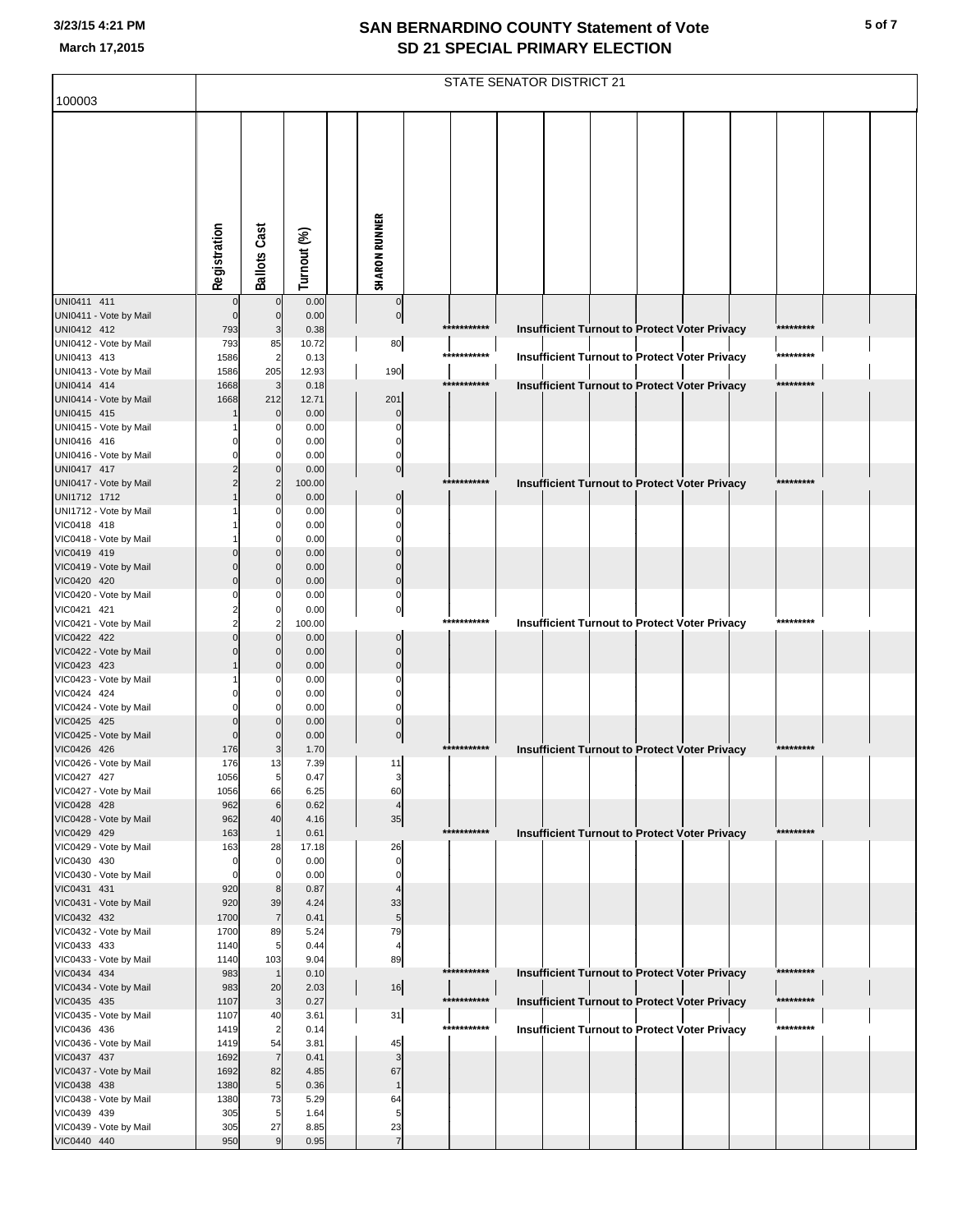# SAN BERNARDINO COUNTY Statement of Vote
## SD 21 SPECIAL PRIMARY ELECTION

3/23/15 4:21 PM
March 17,2015

100003 — STATE SENATOR DISTRICT 21

| | Registration | Ballots Cast | Turnout (%) | SHARON RUNNER |
|---|---|---|---|---|
| UNI0411 411 | 0 | 0 | 0.00 | 0 |
| UNI0411 - Vote by Mail | 0 | 0 | 0.00 | 0 |
| UNI0412 412 | 793 | 3 | 0.38 | *********** Insufficient Turnout to Protect Voter Privacy ********* |
| UNI0412 - Vote by Mail | 793 | 85 | 10.72 | 80 |
| UNI0413 413 | 1586 | 2 | 0.13 | *********** Insufficient Turnout to Protect Voter Privacy ********* |
| UNI0413 - Vote by Mail | 1586 | 205 | 12.93 | 190 |
| UNI0414 414 | 1668 | 3 | 0.18 | *********** Insufficient Turnout to Protect Voter Privacy ********* |
| UNI0414 - Vote by Mail | 1668 | 212 | 12.71 | 201 |
| UNI0415 415 | 1 | 0 | 0.00 | 0 |
| UNI0415 - Vote by Mail | 1 | 0 | 0.00 | 0 |
| UNI0416 416 | 0 | 0 | 0.00 | 0 |
| UNI0416 - Vote by Mail | 0 | 0 | 0.00 | 0 |
| UNI0417 417 | 2 | 0 | 0.00 | 0 |
| UNI0417 - Vote by Mail | 2 | 2 | 100.00 | *********** Insufficient Turnout to Protect Voter Privacy ********* |
| UNI1712 1712 | 1 | 0 | 0.00 | 0 |
| UNI1712 - Vote by Mail | 1 | 0 | 0.00 | 0 |
| VIC0418 418 | 1 | 0 | 0.00 | 0 |
| VIC0418 - Vote by Mail | 1 | 0 | 0.00 | 0 |
| VIC0419 419 | 0 | 0 | 0.00 | 0 |
| VIC0419 - Vote by Mail | 0 | 0 | 0.00 | 0 |
| VIC0420 420 | 0 | 0 | 0.00 | 0 |
| VIC0420 - Vote by Mail | 0 | 0 | 0.00 | 0 |
| VIC0421 421 | 2 | 0 | 0.00 | 0 |
| VIC0421 - Vote by Mail | 2 | 2 | 100.00 | *********** Insufficient Turnout to Protect Voter Privacy ********* |
| VIC0422 422 | 0 | 0 | 0.00 | 0 |
| VIC0422 - Vote by Mail | 0 | 0 | 0.00 | 0 |
| VIC0423 423 | 1 | 0 | 0.00 | 0 |
| VIC0423 - Vote by Mail | 1 | 0 | 0.00 | 0 |
| VIC0424 424 | 0 | 0 | 0.00 | 0 |
| VIC0424 - Vote by Mail | 0 | 0 | 0.00 | 0 |
| VIC0425 425 | 0 | 0 | 0.00 | 0 |
| VIC0425 - Vote by Mail | 0 | 0 | 0.00 | 0 |
| VIC0426 426 | 176 | 3 | 1.70 | *********** Insufficient Turnout to Protect Voter Privacy ********* |
| VIC0426 - Vote by Mail | 176 | 13 | 7.39 | 11 |
| VIC0427 427 | 1056 | 5 | 0.47 | 3 |
| VIC0427 - Vote by Mail | 1056 | 66 | 6.25 | 60 |
| VIC0428 428 | 962 | 6 | 0.62 | 4 |
| VIC0428 - Vote by Mail | 962 | 40 | 4.16 | 35 |
| VIC0429 429 | 163 | 1 | 0.61 | *********** Insufficient Turnout to Protect Voter Privacy ********* |
| VIC0429 - Vote by Mail | 163 | 28 | 17.18 | 26 |
| VIC0430 430 | 0 | 0 | 0.00 | 0 |
| VIC0430 - Vote by Mail | 0 | 0 | 0.00 | 0 |
| VIC0431 431 | 920 | 8 | 0.87 | 4 |
| VIC0431 - Vote by Mail | 920 | 39 | 4.24 | 33 |
| VIC0432 432 | 1700 | 7 | 0.41 | 5 |
| VIC0432 - Vote by Mail | 1700 | 89 | 5.24 | 79 |
| VIC0433 433 | 1140 | 5 | 0.44 | 4 |
| VIC0433 - Vote by Mail | 1140 | 103 | 9.04 | 89 |
| VIC0434 434 | 983 | 1 | 0.10 | *********** Insufficient Turnout to Protect Voter Privacy ********* |
| VIC0434 - Vote by Mail | 983 | 20 | 2.03 | 16 |
| VIC0435 435 | 1107 | 3 | 0.27 | *********** Insufficient Turnout to Protect Voter Privacy ********* |
| VIC0435 - Vote by Mail | 1107 | 40 | 3.61 | 31 |
| VIC0436 436 | 1419 | 2 | 0.14 | *********** Insufficient Turnout to Protect Voter Privacy ********* |
| VIC0436 - Vote by Mail | 1419 | 54 | 3.81 | 45 |
| VIC0437 437 | 1692 | 7 | 0.41 | 3 |
| VIC0437 - Vote by Mail | 1692 | 82 | 4.85 | 67 |
| VIC0438 438 | 1380 | 5 | 0.36 | 1 |
| VIC0438 - Vote by Mail | 1380 | 73 | 5.29 | 64 |
| VIC0439 439 | 305 | 5 | 1.64 | 5 |
| VIC0439 - Vote by Mail | 305 | 27 | 8.85 | 23 |
| VIC0440 440 | 950 | 9 | 0.95 | 7 |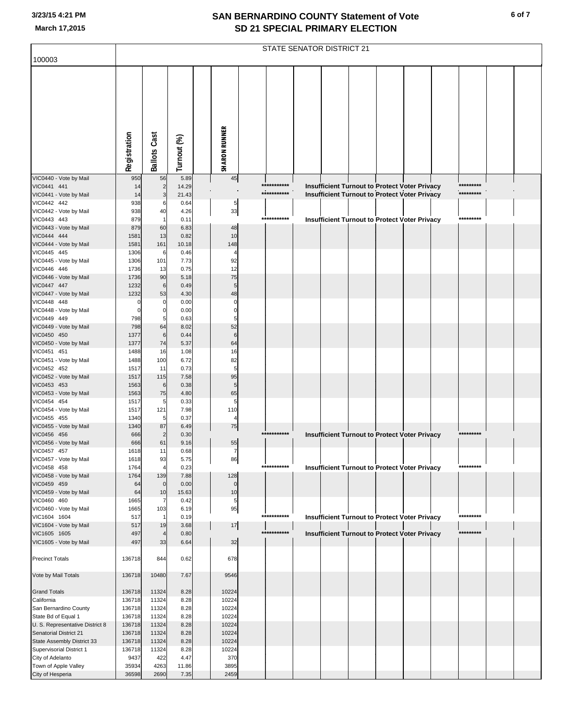# SAN BERNARDINO COUNTY Statement of Vote
## SD 21 SPECIAL PRIMARY ELECTION

3/23/15 4:21 PM
March 17,2015

100003 — STATE SENATOR DISTRICT 21

| | Registration | Ballots Cast | Turnout (%) | SHARON RUNNER |
|---|---|---|---|---|
| VIC0440 - Vote by Mail | 950 | 56 | 5.89 | 45 |
| VIC0441 441 | 14 | 2 | 14.29 | *********** Insufficient Turnout to Protect Voter Privacy ********* |
| VIC0441 - Vote by Mail | 14 | 3 | 21.43 | *********** Insufficient Turnout to Protect Voter Privacy ********* |
| VIC0442 442 | 938 | 6 | 0.64 | 5 |
| VIC0442 - Vote by Mail | 938 | 40 | 4.26 | 33 |
| VIC0443 443 | 879 | 1 | 0.11 | *********** Insufficient Turnout to Protect Voter Privacy ********* |
| VIC0443 - Vote by Mail | 879 | 60 | 6.83 | 48 |
| VIC0444 444 | 1581 | 13 | 0.82 | 10 |
| VIC0444 - Vote by Mail | 1581 | 161 | 10.18 | 148 |
| VIC0445 445 | 1306 | 6 | 0.46 | 4 |
| VIC0445 - Vote by Mail | 1306 | 101 | 7.73 | 92 |
| VIC0446 446 | 1736 | 13 | 0.75 | 12 |
| VIC0446 - Vote by Mail | 1736 | 90 | 5.18 | 75 |
| VIC0447 447 | 1232 | 6 | 0.49 | 5 |
| VIC0447 - Vote by Mail | 1232 | 53 | 4.30 | 48 |
| VIC0448 448 | 0 | 0 | 0.00 | 0 |
| VIC0448 - Vote by Mail | 0 | 0 | 0.00 | 0 |
| VIC0449 449 | 798 | 5 | 0.63 | 5 |
| VIC0449 - Vote by Mail | 798 | 64 | 8.02 | 52 |
| VIC0450 450 | 1377 | 6 | 0.44 | 6 |
| VIC0450 - Vote by Mail | 1377 | 74 | 5.37 | 64 |
| VIC0451 451 | 1488 | 16 | 1.08 | 16 |
| VIC0451 - Vote by Mail | 1488 | 100 | 6.72 | 82 |
| VIC0452 452 | 1517 | 11 | 0.73 | 5 |
| VIC0452 - Vote by Mail | 1517 | 115 | 7.58 | 95 |
| VIC0453 453 | 1563 | 6 | 0.38 | 5 |
| VIC0453 - Vote by Mail | 1563 | 75 | 4.80 | 65 |
| VIC0454 454 | 1517 | 5 | 0.33 | 5 |
| VIC0454 - Vote by Mail | 1517 | 121 | 7.98 | 110 |
| VIC0455 455 | 1340 | 5 | 0.37 | 4 |
| VIC0455 - Vote by Mail | 1340 | 87 | 6.49 | 75 |
| VIC0456 456 | 666 | 2 | 0.30 | *********** Insufficient Turnout to Protect Voter Privacy ********* |
| VIC0456 - Vote by Mail | 666 | 61 | 9.16 | 55 |
| VIC0457 457 | 1618 | 11 | 0.68 | 7 |
| VIC0457 - Vote by Mail | 1618 | 93 | 5.75 | 86 |
| VIC0458 458 | 1764 | 4 | 0.23 | *********** Insufficient Turnout to Protect Voter Privacy ********* |
| VIC0458 - Vote by Mail | 1764 | 139 | 7.88 | 128 |
| VIC0459 459 | 64 | 0 | 0.00 | 0 |
| VIC0459 - Vote by Mail | 64 | 10 | 15.63 | 10 |
| VIC0460 460 | 1665 | 7 | 0.42 | 5 |
| VIC0460 - Vote by Mail | 1665 | 103 | 6.19 | 95 |
| VIC1604 1604 | 517 | 1 | 0.19 | *********** Insufficient Turnout to Protect Voter Privacy ********* |
| VIC1604 - Vote by Mail | 517 | 19 | 3.68 | 17 |
| VIC1605 1605 | 497 | 4 | 0.80 | *********** Insufficient Turnout to Protect Voter Privacy ********* |
| VIC1605 - Vote by Mail | 497 | 33 | 6.64 | 32 |
| Precinct Totals | 136718 | 844 | 0.62 | 678 |
| Vote by Mail Totals | 136718 | 10480 | 7.67 | 9546 |
| Grand Totals | 136718 | 11324 | 8.28 | 10224 |
| California | 136718 | 11324 | 8.28 | 10224 |
| San Bernardino County | 136718 | 11324 | 8.28 | 10224 |
| State Bd of Equal 1 | 136718 | 11324 | 8.28 | 10224 |
| U. S. Representative District 8 | 136718 | 11324 | 8.28 | 10224 |
| Senatorial District 21 | 136718 | 11324 | 8.28 | 10224 |
| State Assembly District 33 | 136718 | 11324 | 8.28 | 10224 |
| Supervisorial District 1 | 136718 | 11324 | 8.28 | 10224 |
| City of Adelanto | 9437 | 422 | 4.47 | 370 |
| Town of Apple Valley | 35934 | 4263 | 11.86 | 3895 |
| City of Hesperia | 36598 | 2690 | 7.35 | 2459 |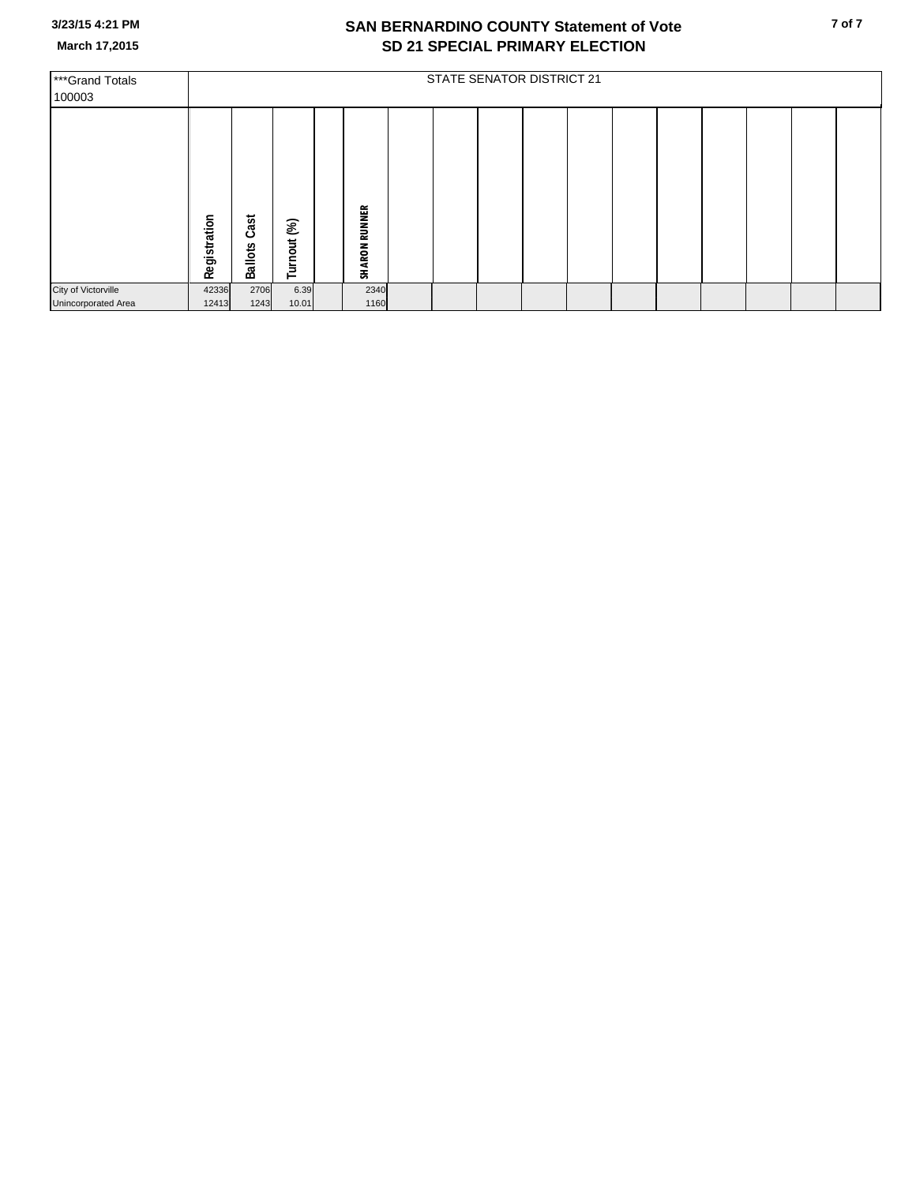# SAN BERNARDINO COUNTY Statement of Vote

## SD 21 SPECIAL PRIMARY ELECTION

| ***Grand Totals 100003 | STATE SENATOR DISTRICT 21 | | | | |
|---|---|---|---|---|---|
| | Registration | Ballots Cast | Turnout (%) | | SHARON RUNNER |
| City of Victorville | 42336 | 2706 | 6.39 | | 2340 |
| Unincorporated Area | 12413 | 1243 | 10.01 | | 1160 |